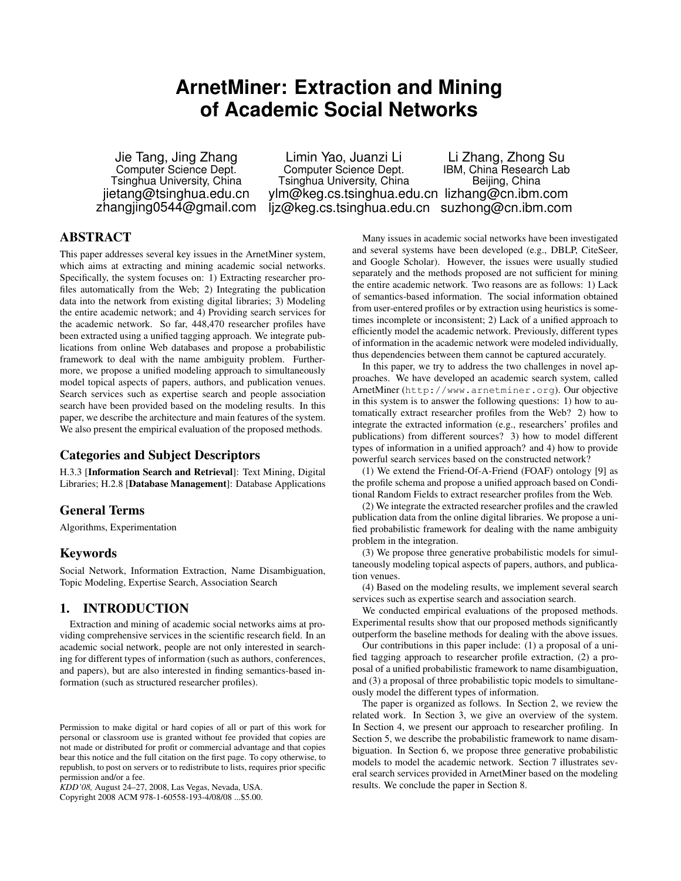# ArnetMiner: Extraction and Mining of Academic Social Networks

Jie Tang, Jing Zhang
Computer Science Dept.
Tsinghua University, China
jietang@tsinghua.edu.cn
zhangjing0544@gmail.com

Limin Yao, Juanzi Li
Computer Science Dept.
Tsinghua University, China
ylm@keg.cs.tsinghua.edu.cn
ljz@keg.cs.tsinghua.edu.cn

Li Zhang, Zhong Su
IBM, China Research Lab
Beijing, China
lizhang@cn.ibm.com
suzhong@cn.ibm.com

## ABSTRACT

This paper addresses several key issues in the ArnetMiner system, which aims at extracting and mining academic social networks. Specifically, the system focuses on: 1) Extracting researcher profiles automatically from the Web; 2) Integrating the publication data into the network from existing digital libraries; 3) Modeling the entire academic network; and 4) Providing search services for the academic network. So far, 448,470 researcher profiles have been extracted using a unified tagging approach. We integrate publications from online Web databases and propose a probabilistic framework to deal with the name ambiguity problem. Furthermore, we propose a unified modeling approach to simultaneously model topical aspects of papers, authors, and publication venues. Search services such as expertise search and people association search have been provided based on the modeling results. In this paper, we describe the architecture and main features of the system. We also present the empirical evaluation of the proposed methods.

### Categories and Subject Descriptors

H.3.3 [**Information Search and Retrieval**]: Text Mining, Digital Libraries; H.2.8 [**Database Management**]: Database Applications

### General Terms

Algorithms, Experimentation

### Keywords

Social Network, Information Extraction, Name Disambiguation, Topic Modeling, Expertise Search, Association Search

## 1. INTRODUCTION

Extraction and mining of academic social networks aims at providing comprehensive services in the scientific research field. In an academic social network, people are not only interested in searching for different types of information (such as authors, conferences, and papers), but are also interested in finding semantics-based information (such as structured researcher profiles).

Permission to make digital or hard copies of all or part of this work for personal or classroom use is granted without fee provided that copies are not made or distributed for profit or commercial advantage and that copies bear this notice and the full citation on the first page. To copy otherwise, to republish, to post on servers or to redistribute to lists, requires prior specific permission and/or a fee.
*KDD'08,* August 24–27, 2008, Las Vegas, Nevada, USA.
Copyright 2008 ACM 978-1-60558-193-4/08/08 ...$5.00.

Many issues in academic social networks have been investigated and several systems have been developed (e.g., DBLP, CiteSeer, and Google Scholar). However, the issues were usually studied separately and the methods proposed are not sufficient for mining the entire academic network. Two reasons are as follows: 1) Lack of semantics-based information. The social information obtained from user-entered profiles or by extraction using heuristics is sometimes incomplete or inconsistent; 2) Lack of a unified approach to efficiently model the academic network. Previously, different types of information in the academic network were modeled individually, thus dependencies between them cannot be captured accurately.

In this paper, we try to address the two challenges in novel approaches. We have developed an academic search system, called ArnetMiner (`http://www.arnetminer.org`). Our objective in this system is to answer the following questions: 1) how to automatically extract researcher profiles from the Web? 2) how to integrate the extracted information (e.g., researchers' profiles and publications) from different sources? 3) how to model different types of information in a unified approach? and 4) how to provide powerful search services based on the constructed network?

(1) We extend the Friend-Of-A-Friend (FOAF) ontology [9] as the profile schema and propose a unified approach based on Conditional Random Fields to extract researcher profiles from the Web.

(2) We integrate the extracted researcher profiles and the crawled publication data from the online digital libraries. We propose a unified probabilistic framework for dealing with the name ambiguity problem in the integration.

(3) We propose three generative probabilistic models for simultaneously modeling topical aspects of papers, authors, and publication venues.

(4) Based on the modeling results, we implement several search services such as expertise search and association search.

We conducted empirical evaluations of the proposed methods. Experimental results show that our proposed methods significantly outperform the baseline methods for dealing with the above issues.

Our contributions in this paper include: (1) a proposal of a unified tagging approach to researcher profile extraction, (2) a proposal of a unified probabilistic framework to name disambiguation, and (3) a proposal of three probabilistic topic models to simultaneously model the different types of information.

The paper is organized as follows. In Section 2, we review the related work. In Section 3, we give an overview of the system. In Section 4, we present our approach to researcher profiling. In Section 5, we describe the probabilistic framework to name disambiguation. In Section 6, we propose three generative probabilistic models to model the academic network. Section 7 illustrates several search services provided in ArnetMiner based on the modeling results. We conclude the paper in Section 8.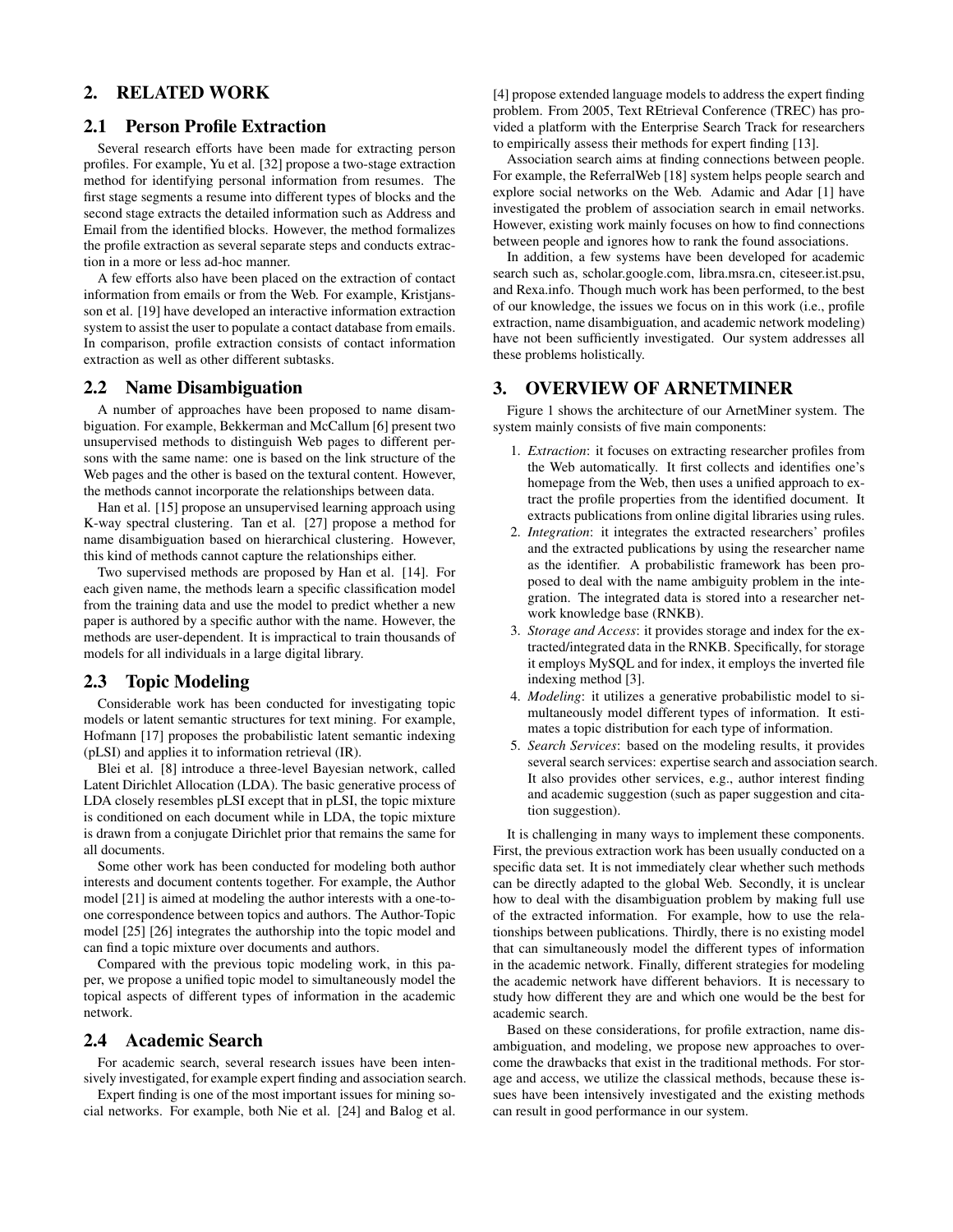## 2. RELATED WORK

### 2.1 Person Profile Extraction

Several research efforts have been made for extracting person profiles. For example, Yu et al. [32] propose a two-stage extraction method for identifying personal information from resumes. The first stage segments a resume into different types of blocks and the second stage extracts the detailed information such as Address and Email from the identified blocks. However, the method formalizes the profile extraction as several separate steps and conducts extraction in a more or less ad-hoc manner.

A few efforts also have been placed on the extraction of contact information from emails or from the Web. For example, Kristjansson et al. [19] have developed an interactive information extraction system to assist the user to populate a contact database from emails. In comparison, profile extraction consists of contact information extraction as well as other different subtasks.

### 2.2 Name Disambiguation

A number of approaches have been proposed to name disambiguation. For example, Bekkerman and McCallum [6] present two unsupervised methods to distinguish Web pages to different persons with the same name: one is based on the link structure of the Web pages and the other is based on the textural content. However, the methods cannot incorporate the relationships between data.

Han et al. [15] propose an unsupervised learning approach using K-way spectral clustering. Tan et al. [27] propose a method for name disambiguation based on hierarchical clustering. However, this kind of methods cannot capture the relationships either.

Two supervised methods are proposed by Han et al. [14]. For each given name, the methods learn a specific classification model from the training data and use the model to predict whether a new paper is authored by a specific author with the name. However, the methods are user-dependent. It is impractical to train thousands of models for all individuals in a large digital library.

### 2.3 Topic Modeling

Considerable work has been conducted for investigating topic models or latent semantic structures for text mining. For example, Hofmann [17] proposes the probabilistic latent semantic indexing (pLSI) and applies it to information retrieval (IR).

Blei et al. [8] introduce a three-level Bayesian network, called Latent Dirichlet Allocation (LDA). The basic generative process of LDA closely resembles pLSI except that in pLSI, the topic mixture is conditioned on each document while in LDA, the topic mixture is drawn from a conjugate Dirichlet prior that remains the same for all documents.

Some other work has been conducted for modeling both author interests and document contents together. For example, the Author model [21] is aimed at modeling the author interests with a one-to-one correspondence between topics and authors. The Author-Topic model [25] [26] integrates the authorship into the topic model and can find a topic mixture over documents and authors.

Compared with the previous topic modeling work, in this paper, we propose a unified topic model to simultaneously model the topical aspects of different types of information in the academic network.

### 2.4 Academic Search

For academic search, several research issues have been intensively investigated, for example expert finding and association search.

Expert finding is one of the most important issues for mining social networks. For example, both Nie et al. [24] and Balog et al. [4] propose extended language models to address the expert finding problem. From 2005, Text REtrieval Conference (TREC) has provided a platform with the Enterprise Search Track for researchers to empirically assess their methods for expert finding [13].

Association search aims at finding connections between people. For example, the ReferralWeb [18] system helps people search and explore social networks on the Web. Adamic and Adar [1] have investigated the problem of association search in email networks. However, existing work mainly focuses on how to find connections between people and ignores how to rank the found associations.

In addition, a few systems have been developed for academic search such as, scholar.google.com, libra.msra.cn, citeseer.ist.psu, and Rexa.info. Though much work has been performed, to the best of our knowledge, the issues we focus on in this work (i.e., profile extraction, name disambiguation, and academic network modeling) have not been sufficiently investigated. Our system addresses all these problems holistically.

## 3. OVERVIEW OF ARNETMINER

Figure 1 shows the architecture of our ArnetMiner system. The system mainly consists of five main components:

1. *Extraction*: it focuses on extracting researcher profiles from the Web automatically. It first collects and identifies one's homepage from the Web, then uses a unified approach to extract the profile properties from the identified document. It extracts publications from online digital libraries using rules.
2. *Integration*: it integrates the extracted researchers' profiles and the extracted publications by using the researcher name as the identifier. A probabilistic framework has been proposed to deal with the name ambiguity problem in the integration. The integrated data is stored into a researcher network knowledge base (RNKB).
3. *Storage and Access*: it provides storage and index for the extracted/integrated data in the RNKB. Specifically, for storage it employs MySQL and for index, it employs the inverted file indexing method [3].
4. *Modeling*: it utilizes a generative probabilistic model to simultaneously model different types of information. It estimates a topic distribution for each type of information.
5. *Search Services*: based on the modeling results, it provides several search services: expertise search and association search. It also provides other services, e.g., author interest finding and academic suggestion (such as paper suggestion and citation suggestion).

It is challenging in many ways to implement these components. First, the previous extraction work has been usually conducted on a specific data set. It is not immediately clear whether such methods can be directly adapted to the global Web. Secondly, it is unclear how to deal with the disambiguation problem by making full use of the extracted information. For example, how to use the relationships between publications. Thirdly, there is no existing model that can simultaneously model the different types of information in the academic network. Finally, different strategies for modeling the academic network have different behaviors. It is necessary to study how different they are and which one would be the best for academic search.

Based on these considerations, for profile extraction, name disambiguation, and modeling, we propose new approaches to overcome the drawbacks that exist in the traditional methods. For storage and access, we utilize the classical methods, because these issues have been intensively investigated and the existing methods can result in good performance in our system.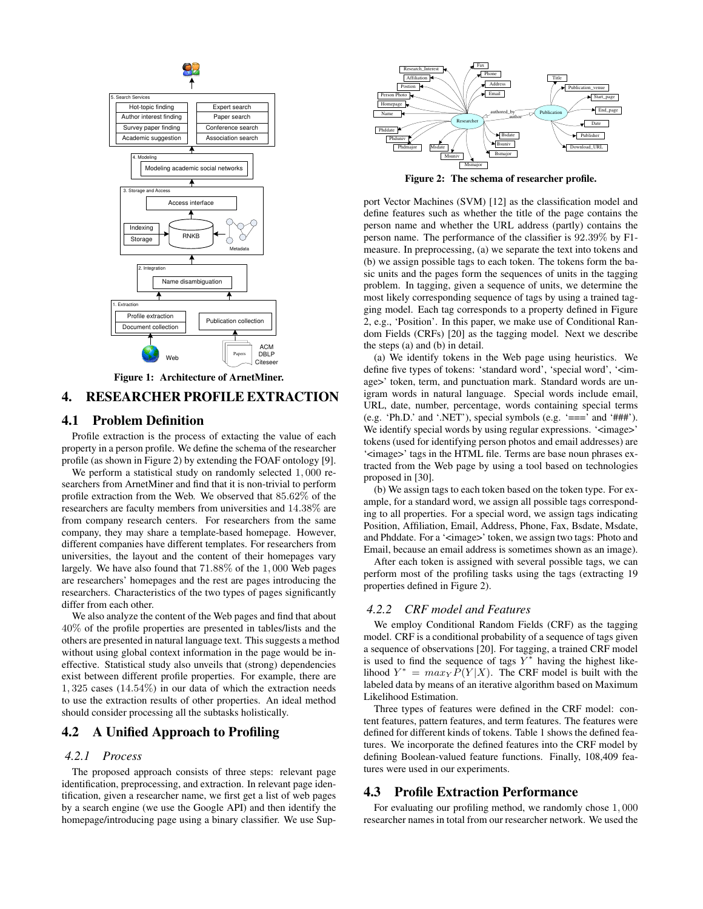Figure 1: Architecture of ArnetMiner.

# 4. RESEARCHER PROFILE EXTRACTION

## 4.1 Problem Definition

Profile extraction is the process of extacting the value of each property in a person profile. We define the schema of the researcher profile (as shown in Figure 2) by extending the FOAF ontology [9].

We perform a statistical study on randomly selected $1,000$ researchers from ArnetMiner and find that it is non-trivial to perform profile extraction from the Web. We observed that $85.62\%$ of the researchers are faculty members from universities and $14.38\%$ are from company research centers. For researchers from the same company, they may share a template-based homepage. However, different companies have different templates. For researchers from universities, the layout and the content of their homepages vary largely. We have also found that $71.88\%$ of the $1,000$ Web pages are researchers' homepages and the rest are pages introducing the researchers. Characteristics of the two types of pages significantly differ from each other.

We also analyze the content of the Web pages and find that about $40\%$ of the profile properties are presented in tables/lists and the others are presented in natural language text. This suggests a method without using global context information in the page would be ineffective. Statistical study also unveils that (strong) dependencies exist between different profile properties. For example, there are $1,325$ cases ($14.54\%$) in our data of which the extraction needs to use the extraction results of other properties. An ideal method should consider processing all the subtasks holistically.

## 4.2 A Unified Approach to Profiling

### 4.2.1 Process

The proposed approach consists of three steps: relevant page identification, preprocessing, and extraction. In relevant page identification, given a researcher name, we first get a list of web pages by a search engine (we use the Google API) and then identify the homepage/introducing page using a binary classifier. We use Support Vector Machines (SVM) [12] as the classification model and define features such as whether the title of the page contains the person name and whether the URL address (partly) contains the person name. The performance of the classifier is $92.39\%$ by F1-measure. In preprocessing, (a) we separate the text into tokens and (b) we assign possible tags to each token. The tokens form the basic units and the pages form the sequences of units in the tagging problem. In tagging, given a sequence of units, we determine the most likely corresponding sequence of tags by using a trained tagging model. Each tag corresponds to a property defined in Figure 2, e.g., 'Position'. In this paper, we make use of Conditional Random Fields (CRFs) [20] as the tagging model. Next we describe the steps (a) and (b) in detail.

Figure 2: The schema of researcher profile.

(a) We identify tokens in the Web page using heuristics. We define five types of tokens: 'standard word', 'special word', '<image>' token, term, and punctuation mark. Standard words are unigram words in natural language. Special words include email, URL, date, number, percentage, words containing special terms (e.g. 'Ph.D.' and '.NET'), special symbols (e.g. '===' and '###'). We identify special words by using regular expressions. '<image>' tokens (used for identifying person photos and email addresses) are '<image>' tags in the HTML file. Terms are base noun phrases extracted from the Web page by using a tool based on technologies proposed in [30].

(b) We assign tags to each token based on the token type. For example, for a standard word, we assign all possible tags corresponding to all properties. For a special word, we assign tags indicating Position, Affiliation, Email, Address, Phone, Fax, Bsdate, Msdate, and Phddate. For a '<image>' token, we assign two tags: Photo and Email, because an email address is sometimes shown as an image).

After each token is assigned with several possible tags, we can perform most of the profiling tasks using the tags (extracting 19 properties defined in Figure 2).

### 4.2.2 CRF model and Features

We employ Conditional Random Fields (CRF) as the tagging model. CRF is a conditional probability of a sequence of tags given a sequence of observations [20]. For tagging, a trained CRF model is used to find the sequence of tags $Y^*$ having the highest likelihood $Y^* = max_Y P(Y|X)$. The CRF model is built with the labeled data by means of an iterative algorithm based on Maximum Likelihood Estimation.

Three types of features were defined in the CRF model: content features, pattern features, and term features. The features were defined for different kinds of tokens. Table 1 shows the defined features. We incorporate the defined features into the CRF model by defining Boolean-valued feature functions. Finally, 108,409 features were used in our experiments.

## 4.3 Profile Extraction Performance

For evaluating our profiling method, we randomly chose $1,000$ researcher names in total from our researcher network. We used the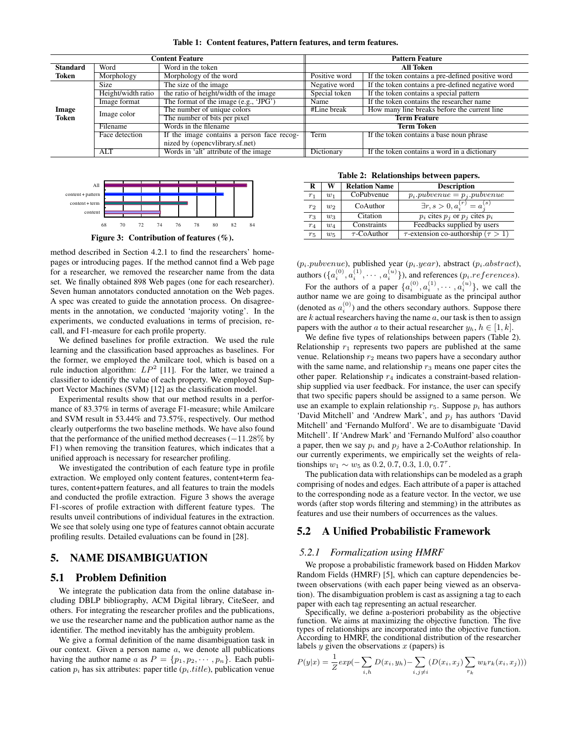**Table 1: Content features, Pattern features, and term features.**

| Content Feature | | | Pattern Feature | |
|---|---|---|---|---|
| **Standard Token** | Word | Word in the token | **All Token** | |
| | Morphology | Morphology of the word | Positive word | If the token contains a pre-defined positive word |
| **Image Token** | Size | The size of the image | Negative word | If the token contains a pre-defined negative word |
| | Height/width ratio | the ratio of height/width of the image | Special token | If the token contains a special pattern |
| | Image format | The format of the image (e.g., 'JPG') | Name | If the token contains the researcher name |
| | Image color | The number of unique colors | #Line break | How many line breaks before the current line |
| | | The number of bits per pixel | **Term Feature** | |
| | Filename | Words in the filename | **Term Token** | |
| | Face detection | If the image contains a person face recognized by (opencvlibrary.sf.net) | Term | If the token contains a base noun phrase |
| | ALT | Words in 'alt' attribute of the image | Dictionary | If the token contains a word in a dictionary |

Figure 3: Contribution of features (%).

method described in Section 4.2.1 to find the researchers' homepages or introducing pages. If the method cannot find a Web page for a researcher, we removed the researcher name from the data set. We finally obtained 898 Web pages (one for each researcher). Seven human annotators conducted annotation on the Web pages. A spec was created to guide the annotation process. On disagreements in the annotation, we conducted 'majority voting'. In the experiments, we conducted evaluations in terms of precision, recall, and F1-measure for each profile property.

We defined baselines for profile extraction. We used the rule learning and the classification based approaches as baselines. For the former, we employed the Amilcare tool, which is based on a rule induction algorithm: $LP^2$ [11]. For the latter, we trained a classifier to identify the value of each property. We employed Support Vector Machines (SVM) [12] as the classification model.

Experimental results show that our method results in a performance of 83.37% in terms of average F1-measure; while Amilcare and SVM result in 53.44% and 73.57%, respectively. Our method clearly outperforms the two baseline methods. We have also found that the performance of the unified method decreases ($-11.28\%$ by F1) when removing the transition features, which indicates that a unified approach is necessary for researcher profiling.

We investigated the contribution of each feature type in profile extraction. We employed only content features, content+term features, content+pattern features, and all features to train the models and conducted the profile extraction. Figure 3 shows the average F1-scores of profile extraction with different feature types. The results unveil contributions of individual features in the extraction. We see that solely using one type of features cannot obtain accurate profiling results. Detailed evaluations can be found in [28].

## 5. NAME DISAMBIGUATION

### 5.1 Problem Definition

We integrate the publication data from the online database including DBLP bibliography, ACM Digital library, CiteSeer, and others. For integrating the researcher profiles and the publications, we use the researcher name and the publication author name as the identifier. The method inevitably has the ambiguity problem.

We give a formal definition of the name disambiguation task in our context. Given a person name $a$, we denote all publications having the author name $a$ as $P = \{p_1, p_2, \cdots, p_n\}$. Each publication $p_i$ has six attributes: paper title ($p_i.title$), publication venue ($p_i.pubvenue$), published year ($p_i.year$), abstract ($p_i.abstract$), authors ($\{a_i^{(0)}, a_i^{(1)}, \cdots, a_i^{(u)}\}$), and references ($p_i.references$).

**Table 2: Relationships between papers.**

| R | W | Relation Name | Description |
|---|---|---|---|
| $r_1$ | $w_1$ | CoPubvenue | $p_i.pubvenue = p_j.pubvenue$ |
| $r_2$ | $w_2$ | CoAuthor | $\exists r, s > 0, a_i^{(r)} = a_j^{(s)}$ |
| $r_3$ | $w_3$ | Citation | $p_i$ cites $p_j$ or $p_j$ cites $p_i$ |
| $r_4$ | $w_4$ | Constraints | Feedbacks supplied by users |
| $r_5$ | $w_5$ | $\tau$-CoAuthor | $\tau$-extension co-authorship ($\tau > 1$) |

For the authors of a paper $\{a_i^{(0)}, a_i^{(1)}, \cdots, a_i^{(u)}\}$, we call the author name we are going to disambiguate as the principal author (denoted as $a_i^{(0)}$) and the others secondary authors. Suppose there are $k$ actual researchers having the name $a$, our task is then to assign papers with the author $a$ to their actual researcher $y_h, h \in [1, k]$.

We define five types of relationships between papers (Table 2). Relationship $r_1$ represents two papers are published at the same venue. Relationship $r_2$ means two papers have a secondary author with the same name, and relationship $r_3$ means one paper cites the other paper. Relationship $r_4$ indicates a constraint-based relationship supplied via user feedback. For instance, the user can specify that two specific papers should be assigned to a same person. We use an example to explain relationship $r_5$. Suppose $p_i$ has authors 'David Mitchell' and 'Andrew Mark', and $p_j$ has authors 'David Mitchell' and 'Fernando Mulford'. We are to disambiguate 'David Mitchell'. If 'Andrew Mark' and 'Fernando Mulford' also coauthor a paper, then we say $p_i$ and $p_j$ have a 2-CoAuthor relationship. In our currently experiments, we empirically set the weights of relationships $w_1 \sim w_5$ as $0.2, 0.7, 0.3, 1.0, 0.7^{\tau}$.

The publication data with relationships can be modeled as a graph comprising of nodes and edges. Each attribute of a paper is attached to the corresponding node as a feature vector. In the vector, we use words (after stop words filtering and stemming) in the attributes as features and use their numbers of occurrences as the values.

### 5.2 A Unified Probabilistic Framework

#### 5.2.1 Formalization using HMRF

We propose a probabilistic framework based on Hidden Markov Random Fields (HMRF) [5], which can capture dependencies between observations (with each paper being viewed as an observation). The disambiguation problem is cast as assigning a tag to each paper with each tag representing an actual researcher.

Specifically, we define a-posteriori probability as the objective function. We aims at maximizing the objective function. The five types of relationships are incorporated into the objective function. According to HMRF, the conditional distribution of the researcher labels $y$ given the observations $x$ (papers) is

$$P(y|x) = \frac{1}{Z} exp(-\sum_{i,h} D(x_i, y_h) - \sum_{i,j \neq i} (D(x_i, x_j) \sum_{r_k} w_k r_k(x_i, x_j)))$$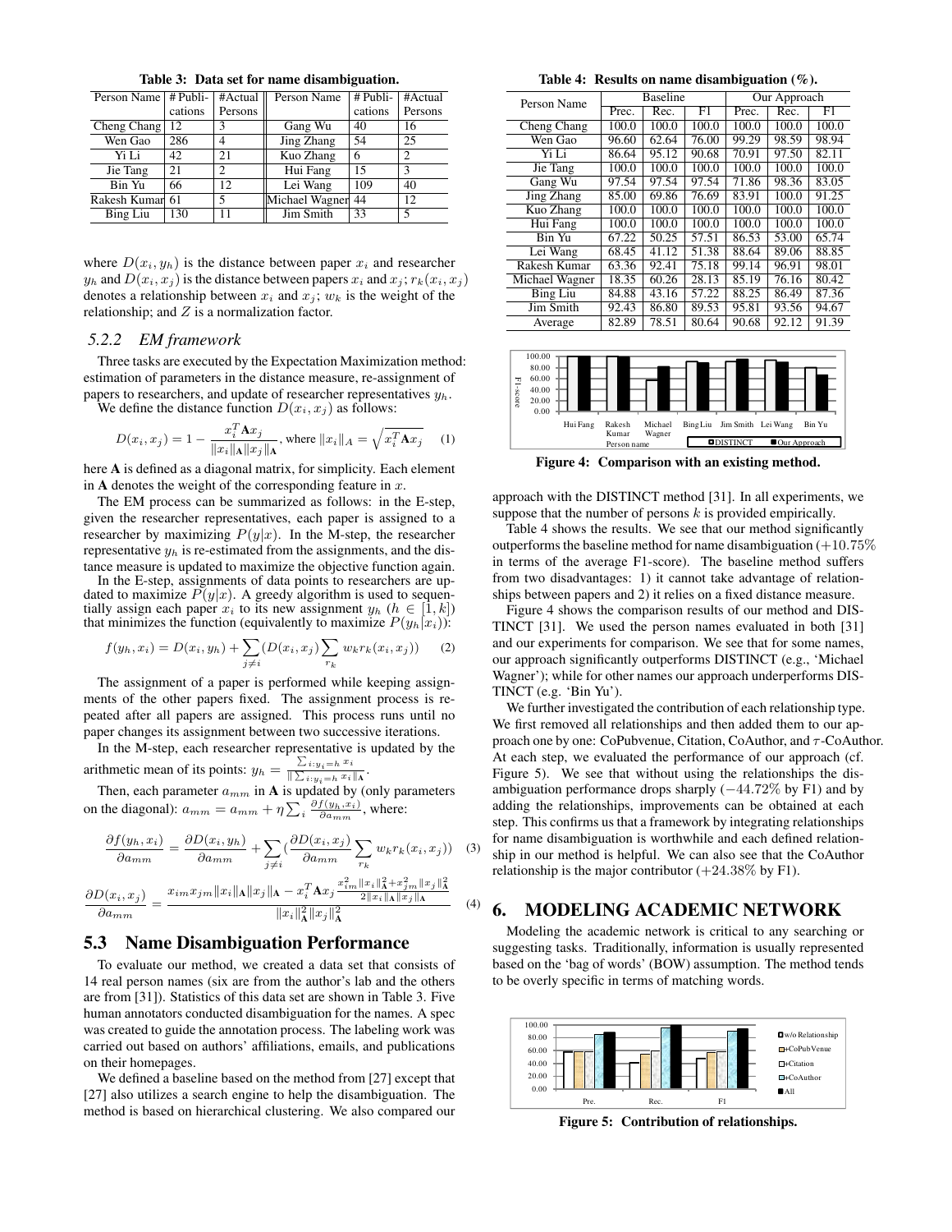**Table 3: Data set for name disambiguation.**

| Person Name | # Publications | #Actual Persons | Person Name | # Publications | #Actual Persons |
|---|---|---|---|---|---|
| Cheng Chang | 12 | 3 | Gang Wu | 40 | 16 |
| Wen Gao | 286 | 4 | Jing Zhang | 54 | 25 |
| Yi Li | 42 | 21 | Kuo Zhang | 6 | 2 |
| Jie Tang | 21 | 2 | Hui Fang | 15 | 3 |
| Bin Yu | 66 | 12 | Lei Wang | 109 | 40 |
| Rakesh Kumar | 61 | 5 | Michael Wagner | 44 | 12 |
| Bing Liu | 130 | 11 | Jim Smith | 33 | 5 |

where $D(x_i, y_h)$ is the distance between paper $x_i$ and researcher $y_h$ and $D(x_i, x_j)$ is the distance between papers $x_i$ and $x_j$; $r_k(x_i, x_j)$ denotes a relationship between $x_i$ and $x_j$; $w_k$ is the weight of the relationship; and $Z$ is a normalization factor.

### 5.2.2 EM framework

Three tasks are executed by the Expectation Maximization method: estimation of parameters in the distance measure, re-assignment of papers to researchers, and update of researcher representatives $y_h$.

We define the distance function $D(x_i, x_j)$ as follows:

$$D(x_i, x_j) = 1 - \frac{x_i^T \mathbf{A} x_j}{\|x_i\|_{\mathbf{A}} \|x_j\|_{\mathbf{A}}}, \text{ where } \|x_i\|_A = \sqrt{x_i^T \mathbf{A} x_j} \quad (1)$$

here $\mathbf{A}$ is defined as a diagonal matrix, for simplicity. Each element in $\mathbf{A}$ denotes the weight of the corresponding feature in $x$.

The EM process can be summarized as follows: in the E-step, given the researcher representatives, each paper is assigned to a researcher by maximizing $P(y|x)$. In the M-step, the researcher representative $y_h$ is re-estimated from the assignments, and the distance measure is updated to maximize the objective function again.

In the E-step, assignments of data points to researchers are updated to maximize $P(y|x)$. A greedy algorithm is used to sequentially assign each paper $x_i$ to its new assignment $y_h$ ($h \in [1, k]$) that minimizes the function (equivalently to maximize $P(y_h|x_i)$):

$$f(y_h, x_i) = D(x_i, y_h) + \sum_{j \neq i} (D(x_i, x_j) \sum_{r_k} w_k r_k(x_i, x_j)) \quad (2)$$

The assignment of a paper is performed while keeping assignments of the other papers fixed. The assignment process is repeated after all papers are assigned. This process runs until no paper changes its assignment between two successive iterations.

In the M-step, each researcher representative is updated by the arithmetic mean of its points: $y_h = \frac{\sum_{i:y_i=h} x_i}{\|\sum_{i:y_i=h} x_i\|_{\mathbf{A}}}$.

Then, each parameter $a_{mm}$ in $\mathbf{A}$ is updated by (only parameters on the diagonal): $a_{mm} = a_{mm} + \eta \sum_i \frac{\partial f(y_h, x_i)}{\partial a_{mm}}$, where:

$$\frac{\partial f(y_h, x_i)}{\partial a_{mm}} = \frac{\partial D(x_i, y_h)}{\partial a_{mm}} + \sum_{j \neq i} (\frac{\partial D(x_i, x_j)}{\partial a_{mm}} \sum_{r_k} w_k r_k(x_i, x_j)) \quad (3)$$

$$\frac{\partial D(x_i, x_j)}{\partial a_{mm}} = \frac{x_{im} x_{jm} \|x_i\|_{\mathbf{A}} \|x_j\|_{\mathbf{A}} - x_i^T \mathbf{A} x_j \frac{x_{im}^2 \|x_i\|_{\mathbf{A}}^2 + x_{jm}^2 \|x_j\|_{\mathbf{A}}^2}{2\|x_i\|_{\mathbf{A}} \|x_j\|_{\mathbf{A}}}}{\|x_i\|_{\mathbf{A}}^2 \|x_j\|_{\mathbf{A}}^2} \quad (4)$$

## 5.3 Name Disambiguation Performance

To evaluate our method, we created a data set that consists of 14 real person names (six are from the author's lab and the others are from [31]). Statistics of this data set are shown in Table 3. Five human annotators conducted disambiguation for the names. A spec was created to guide the annotation process. The labeling work was carried out based on authors' affiliations, emails, and publications on their homepages.

We defined a baseline based on the method from [27] except that [27] also utilizes a search engine to help the disambiguation. The method is based on hierarchical clustering. We also compared our approach with the DISTINCT method [31]. In all experiments, we suppose that the number of persons $k$ is provided empirically.

**Table 4: Results on name disambiguation (%).**

| Person Name | Baseline | | | Our Approach | | |
|---|---|---|---|---|---|---|
| | Prec. | Rec. | F1 | Prec. | Rec. | F1 |
| Cheng Chang | 100.0 | 100.0 | 100.0 | 100.0 | 100.0 | 100.0 |
| Wen Gao | 96.60 | 62.64 | 76.00 | 99.29 | 98.59 | 98.94 |
| Yi Li | 86.64 | 95.12 | 90.68 | 70.91 | 97.50 | 82.11 |
| Jie Tang | 100.0 | 100.0 | 100.0 | 100.0 | 100.0 | 100.0 |
| Gang Wu | 97.54 | 97.54 | 97.54 | 71.86 | 98.36 | 83.05 |
| Jing Zhang | 85.00 | 69.86 | 76.69 | 83.91 | 100.0 | 91.25 |
| Kuo Zhang | 100.0 | 100.0 | 100.0 | 100.0 | 100.0 | 100.0 |
| Hui Fang | 100.0 | 100.0 | 100.0 | 100.0 | 100.0 | 100.0 |
| Bin Yu | 67.22 | 50.25 | 57.51 | 86.53 | 53.00 | 65.74 |
| Lei Wang | 68.45 | 41.12 | 51.38 | 88.64 | 89.06 | 88.85 |
| Rakesh Kumar | 63.36 | 92.41 | 75.18 | 99.14 | 96.91 | 98.01 |
| Michael Wagner | 18.35 | 60.26 | 28.13 | 85.19 | 76.16 | 80.42 |
| Bing Liu | 84.88 | 43.16 | 57.22 | 88.25 | 86.49 | 87.36 |
| Jim Smith | 92.43 | 86.80 | 89.53 | 95.81 | 93.56 | 94.67 |
| Average | 82.89 | 78.51 | 80.64 | 90.68 | 92.12 | 91.39 |

Figure 4: Comparison with an existing method.

Table 4 shows the results. We see that our method significantly outperforms the baseline method for name disambiguation (+10.75% in terms of the average F1-score). The baseline method suffers from two disadvantages: 1) it cannot take advantage of relationships between papers and 2) it relies on a fixed distance measure.

Figure 4 shows the comparison results of our method and DISTINCT [31]. We used the person names evaluated in both [31] and our experiments for comparison. We see that for some names, our approach significantly outperforms DISTINCT (e.g., 'Michael Wagner'); while for other names our approach underperforms DISTINCT (e.g. 'Bin Yu').

We further investigated the contribution of each relationship type. We first removed all relationships and then added them to our approach one by one: CoPubvenue, Citation, CoAuthor, and $\tau$-CoAuthor. At each step, we evaluated the performance of our approach (cf. Figure 5). We see that without using the relationships the disambiguation performance drops sharply (−44.72% by F1) and by adding the relationships, improvements can be obtained at each step. This confirms us that a framework by integrating relationships for name disambiguation is worthwhile and each defined relationship in our method is helpful. We can also see that the CoAuthor relationship is the major contributor (+24.38% by F1).

# 6. MODELING ACADEMIC NETWORK

Modeling the academic network is critical to any searching or suggesting tasks. Traditionally, information is usually represented based on the 'bag of words' (BOW) assumption. The method tends to be overly specific in terms of matching words.

Figure 5: Contribution of relationships.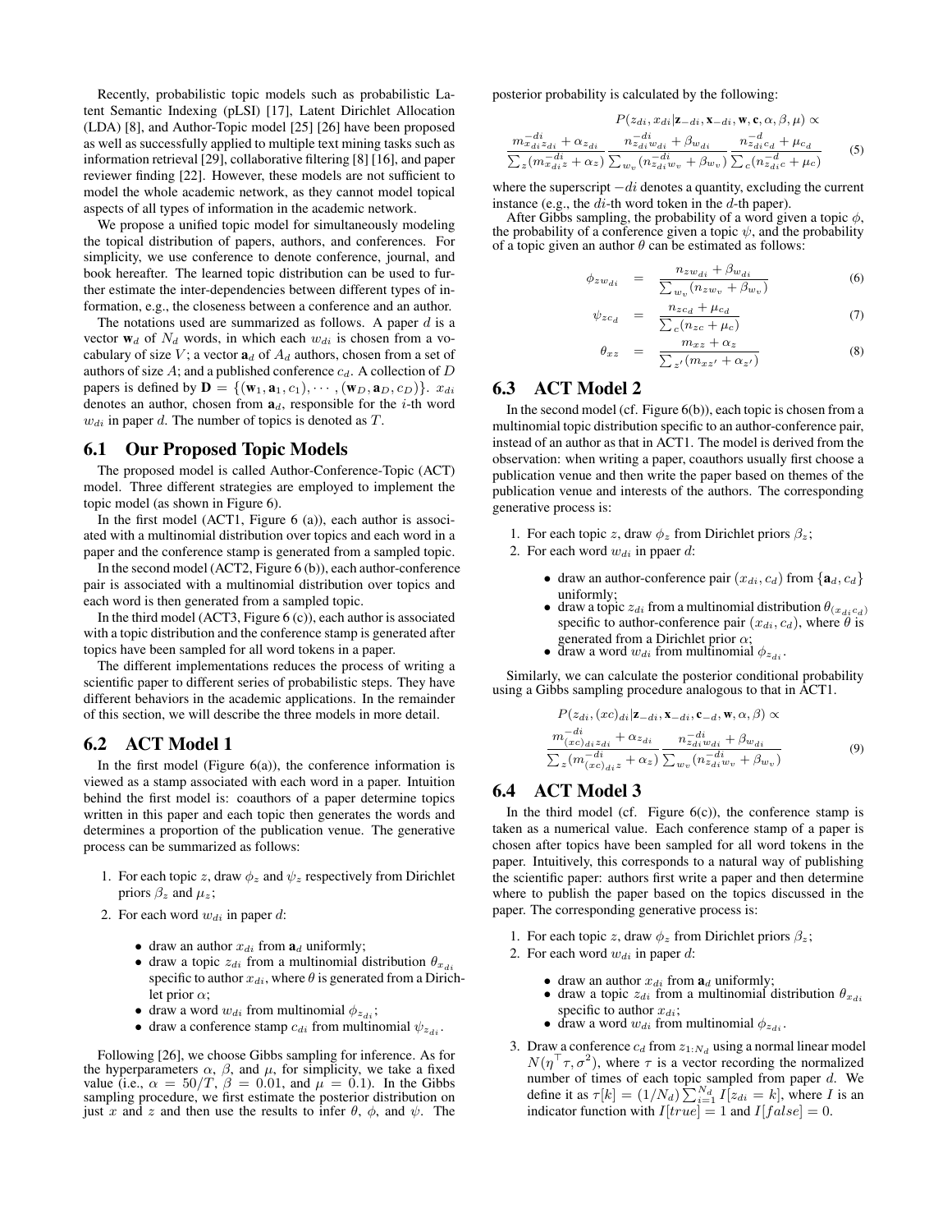Recently, probabilistic topic models such as probabilistic Latent Semantic Indexing (pLSI) [17], Latent Dirichlet Allocation (LDA) [8], and Author-Topic model [25] [26] have been proposed as well as successfully applied to multiple text mining tasks such as information retrieval [29], collaborative filtering [8] [16], and paper reviewer finding [22]. However, these models are not sufficient to model the whole academic network, as they cannot model topical aspects of all types of information in the academic network.

We propose a unified topic model for simultaneously modeling the topical distribution of papers, authors, and conferences. For simplicity, we use conference to denote conference, journal, and book hereafter. The learned topic distribution can be used to further estimate the inter-dependencies between different types of information, e.g., the closeness between a conference and an author.

The notations used are summarized as follows. A paper $d$ is a vector $\mathbf{w}_d$ of $N_d$ words, in which each $w_{di}$ is chosen from a vocabulary of size $V$; a vector $\mathbf{a}_d$ of $A_d$ authors, chosen from a set of authors of size $A$; and a published conference $c_d$. A collection of $D$ papers is defined by $\mathbf{D} = \{(\mathbf{w}_1, \mathbf{a}_1, c_1), \cdots, (\mathbf{w}_D, \mathbf{a}_D, c_D)\}$. $x_{di}$ denotes an author, chosen from $\mathbf{a}_d$, responsible for the $i$-th word $w_{di}$ in paper $d$. The number of topics is denoted as $T$.

## 6.1 Our Proposed Topic Models

The proposed model is called Author-Conference-Topic (ACT) model. Three different strategies are employed to implement the topic model (as shown in Figure 6).

In the first model (ACT1, Figure 6 (a)), each author is associated with a multinomial distribution over topics and each word in a paper and the conference stamp is generated from a sampled topic.

In the second model (ACT2, Figure 6 (b)), each author-conference pair is associated with a multinomial distribution over topics and each word is then generated from a sampled topic.

In the third model (ACT3, Figure 6 (c)), each author is associated with a topic distribution and the conference stamp is generated after topics have been sampled for all word tokens in a paper.

The different implementations reduces the process of writing a scientific paper to different series of probabilistic steps. They have different behaviors in the academic applications. In the remainder of this section, we will describe the three models in more detail.

## 6.2 ACT Model 1

In the first model (Figure 6(a)), the conference information is viewed as a stamp associated with each word in a paper. Intuition behind the first model is: coauthors of a paper determine topics written in this paper and each topic then generates the words and determines a proportion of the publication venue. The generative process can be summarized as follows:

1. For each topic $z$, draw $\phi_z$ and $\psi_z$ respectively from Dirichlet priors $\beta_z$ and $\mu_z$;
2. For each word $w_{di}$ in paper $d$:
   - draw an author $x_{di}$ from $\mathbf{a}_d$ uniformly;
   - draw a topic $z_{di}$ from a multinomial distribution $\theta_{x_{di}}$ specific to author $x_{di}$, where $\theta$ is generated from a Dirichlet prior $\alpha$;
   - draw a word $w_{di}$ from multinomial $\phi_{z_{di}}$;
   - draw a conference stamp $c_{di}$ from multinomial $\psi_{z_{di}}$.

Following [26], we choose Gibbs sampling for inference. As for the hyperparameters $\alpha$, $\beta$, and $\mu$, for simplicity, we take a fixed value (i.e., $\alpha = 50/T$, $\beta = 0.01$, and $\mu = 0.1$). In the Gibbs sampling procedure, we first estimate the posterior distribution on just $x$ and $z$ and then use the results to infer $\theta$, $\phi$, and $\psi$. The posterior probability is calculated by the following:

$$P(z_{di}, x_{di} | \mathbf{z}_{-di}, \mathbf{x}_{-di}, \mathbf{w}, \mathbf{c}, \alpha, \beta, \mu) \propto \frac{m^{-di}_{x_{di}z_{di}} + \alpha_{z_{di}}}{\sum_z (m^{-di}_{x_{di}z} + \alpha_z)} \frac{n^{-di}_{z_{di}w_{di}} + \beta_{w_{di}}}{\sum_{w_v}(n^{-di}_{z_{di}w_v} + \beta_{w_v})} \frac{n^{-d}_{z_{di}c_d} + \mu_{c_d}}{\sum_c (n^{-d}_{z_{di}c} + \mu_c)} \tag{5}$$

where the superscript $-di$ denotes a quantity, excluding the current instance (e.g., the $di$-th word token in the $d$-th paper).

After Gibbs sampling, the probability of a word given a topic $\phi$, the probability of a conference given a topic $\psi$, and the probability of a topic given an author $\theta$ can be estimated as follows:

$$\phi_{zw_{di}} = \frac{n_{zw_{di}} + \beta_{w_{di}}}{\sum_{w_v}(n_{zw_v} + \beta_{w_v})} \tag{6}$$

$$\psi_{zc_d} = \frac{n_{zc_d} + \mu_{c_d}}{\sum_c (n_{zc} + \mu_c)} \tag{7}$$

$$\theta_{xz} = \frac{m_{xz} + \alpha_z}{\sum_{z'}(m_{xz'} + \alpha_{z'})} \tag{8}$$

## 6.3 ACT Model 2

In the second model (cf. Figure 6(b)), each topic is chosen from a multinomial topic distribution specific to an author-conference pair, instead of an author as that in ACT1. The model is derived from the observation: when writing a paper, coauthors usually first choose a publication venue and then write the paper based on themes of the publication venue and interests of the authors. The corresponding generative process is:

1. For each topic $z$, draw $\phi_z$ from Dirichlet priors $\beta_z$;
2. For each word $w_{di}$ in ppaer $d$:
   - draw an author-conference pair $(x_{di}, c_d)$ from $\{\mathbf{a}_d, c_d\}$ uniformly;
   - draw a topic $z_{di}$ from a multinomial distribution $\theta_{(x_{di}c_d)}$ specific to author-conference pair $(x_{di}, c_d)$, where $\theta$ is generated from a Dirichlet prior $\alpha$;
   - draw a word $w_{di}$ from multinomial $\phi_{z_{di}}$.

Similarly, we can calculate the posterior conditional probability using a Gibbs sampling procedure analogous to that in ACT1.

$$P(z_{di}, (xc)_{di} | \mathbf{z}_{-di}, \mathbf{x}_{-di}, \mathbf{c}_{-d}, \mathbf{w}, \alpha, \beta) \propto \frac{m^{-di}_{(xc)_{di}z_{di}} + \alpha_{z_{di}}}{\sum_z (m^{-di}_{(xc)_{di}z} + \alpha_z)} \frac{n^{-di}_{z_{di}w_{di}} + \beta_{w_{di}}}{\sum_{w_v}(n^{-di}_{z_{di}w_v} + \beta_{w_v})} \tag{9}$$

## 6.4 ACT Model 3

In the third model (cf. Figure 6(c)), the conference stamp is taken as a numerical value. Each conference stamp of a paper is chosen after topics have been sampled for all word tokens in the paper. Intuitively, this corresponds to a natural way of publishing the scientific paper: authors first write a paper and then determine where to publish the paper based on the topics discussed in the paper. The corresponding generative process is:

1. For each topic $z$, draw $\phi_z$ from Dirichlet priors $\beta_z$;
2. For each word $w_{di}$ in paper $d$:
   - draw an author $x_{di}$ from $\mathbf{a}_d$ uniformly;
   - draw a topic $z_{di}$ from a multinomial distribution $\theta_{x_{di}}$ specific to author $x_{di}$;
   - draw a word $w_{di}$ from multinomial $\phi_{z_{di}}$.
3. Draw a conference $c_d$ from $z_{1:N_d}$ using a normal linear model $N(\eta^\top \tau, \sigma^2)$, where $\tau$ is a vector recording the normalized number of times of each topic sampled from paper $d$. We define it as $\tau[k] = (1/N_d)\sum_{i=1}^{N_d} I[z_{di} = k]$, where $I$ is an indicator function with $I[true] = 1$ and $I[false] = 0$.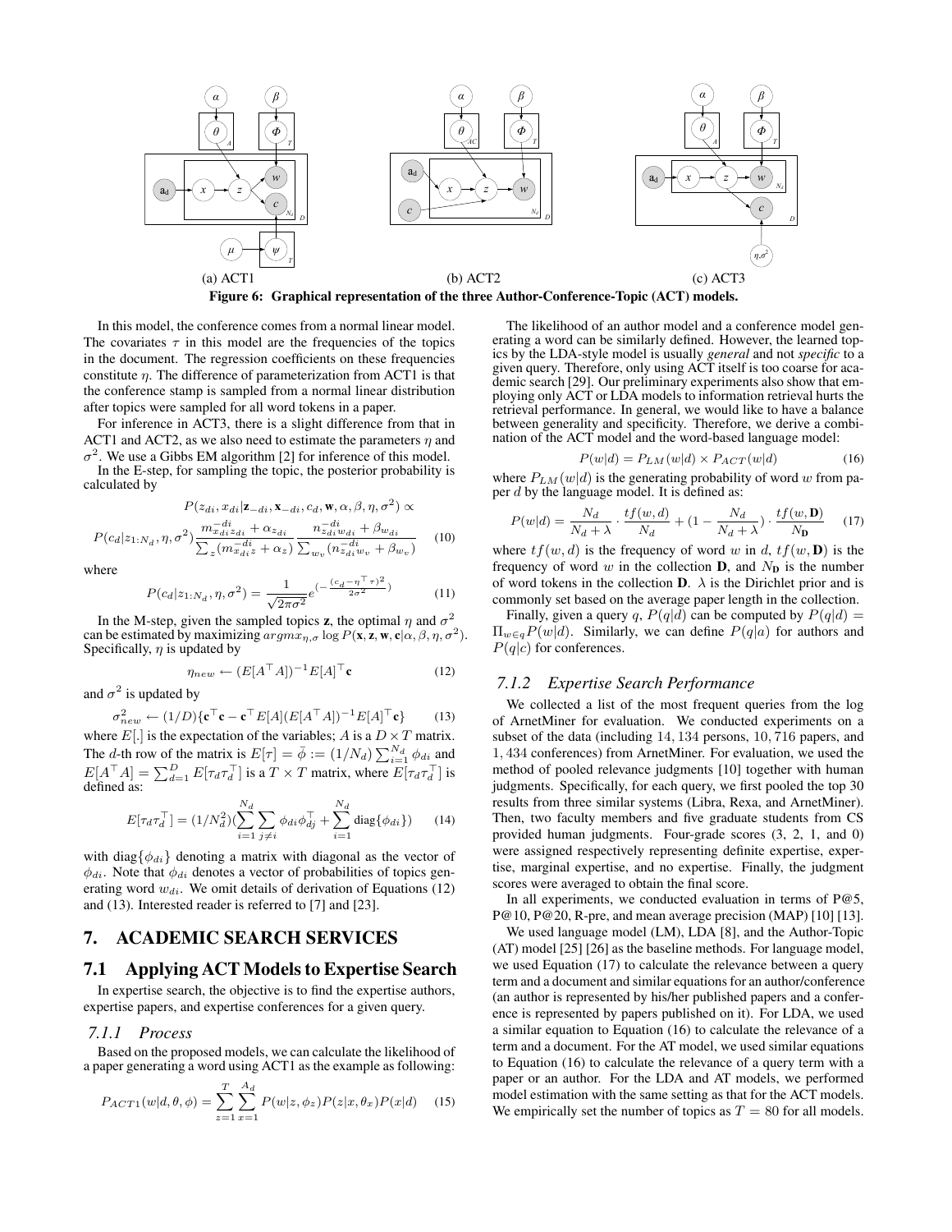(a) ACT1 (b) ACT2 (c) ACT3

**Figure 6: Graphical representation of the three Author-Conference-Topic (ACT) models.**

In this model, the conference comes from a normal linear model. The covariates $\tau$ in this model are the frequencies of the topics in the document. The regression coefficients on these frequencies constitute $\eta$. The difference of parameterization from ACT1 is that the conference stamp is sampled from a normal linear distribution after topics were sampled for all word tokens in a paper.

For inference in ACT3, there is a slight difference from that in ACT1 and ACT2, as we also need to estimate the parameters $\eta$ and $\sigma^2$. We use a Gibbs EM algorithm [2] for inference of this model.

In the E-step, for sampling the topic, the posterior probability is calculated by

$$P(z_{di}, x_{di}|\mathbf{z}_{-di}, \mathbf{x}_{-di}, c_d, \mathbf{w}, \alpha, \beta, \eta, \sigma^2) \propto$$

$$P(c_d|z_{1:N_d}, \eta, \sigma^2) \frac{m_{x_{di}z_{di}}^{-di} + \alpha_{z_{di}}}{\sum_z (m_{x_{di}z}^{-di} + \alpha_z)} \frac{n_{z_{di}w_{di}}^{-di} + \beta_{w_{di}}}{\sum_{w_v}(n_{z_{di}w_v}^{-di} + \beta_{w_v})} \quad (10)$$

where

$$P(c_d|z_{1:N_d}, \eta, \sigma^2) = \frac{1}{\sqrt{2\pi\sigma^2}} e^{(-\frac{(c_d - \eta^\top \tau)^2}{2\sigma^2})} \quad (11)$$

In the M-step, given the sampled topics $\mathbf{z}$, the optimal $\eta$ and $\sigma^2$ can be estimated by maximizing $argmx_{\eta,\sigma} \log P(\mathbf{x}, \mathbf{z}, \mathbf{w}, \mathbf{c}|\alpha, \beta, \eta, \sigma^2)$. Specifically, $\eta$ is updated by

$$\eta_{new} \leftarrow (E[A^\top A])^{-1} E[A]^\top \mathbf{c} \quad (12)$$

and $\sigma^2$ is updated by

$$\sigma^2_{new} \leftarrow (1/D)\{\mathbf{c}^\top \mathbf{c} - \mathbf{c}^\top E[A](E[A^\top A])^{-1} E[A]^\top \mathbf{c}\} \quad (13)$$

where $E[.]$ is the expectation of the variables; $A$ is a $D \times T$ matrix. The $d$-th row of the matrix is $E[\tau] = \bar{\phi} := (1/N_d)\sum_{i=1}^{N_d} \phi_{di}$ and $E[A^\top A] = \sum_{d=1}^{D} E[\tau_d \tau_d^\top]$ is a $T \times T$ matrix, where $E[\tau_d \tau_d^\top]$ is defined as:

$$E[\tau_d \tau_d^\top] = (1/N_d^2)(\sum_{i=1}^{N_d} \sum_{j \neq i} \phi_{di} \phi_{dj}^\top + \sum_{i=1}^{N_d} \text{diag}\{\phi_{di}\}) \quad (14)$$

with diag$\{\phi_{di}\}$ denoting a matrix with diagonal as the vector of $\phi_{di}$. Note that $\phi_{di}$ denotes a vector of probabilities of topics generating word $w_{di}$. We omit details of derivation of Equations (12) and (13). Interested reader is referred to [7] and [23].

# 7. ACADEMIC SEARCH SERVICES

## 7.1 Applying ACT Models to Expertise Search

In expertise search, the objective is to find the expertise authors, expertise papers, and expertise conferences for a given query.

### 7.1.1 Process

Based on the proposed models, we can calculate the likelihood of a paper generating a word using ACT1 as the example as following:

$$P_{ACT1}(w|d, \theta, \phi) = \sum_{z=1}^{T} \sum_{x=1}^{A_d} P(w|z, \phi_z) P(z|x, \theta_x) P(x|d) \quad (15)$$

The likelihood of an author model and a conference model generating a word can be similarly defined. However, the learned topics by the LDA-style model is usually *general* and not *specific* to a given query. Therefore, only using ACT itself is too coarse for academic search [29]. Our preliminary experiments also show that employing only ACT or LDA models to information retrieval hurts the retrieval performance. In general, we would like to have a balance between generality and specificity. Therefore, we derive a combination of the ACT model and the word-based language model:

$$P(w|d) = P_{LM}(w|d) \times P_{ACT}(w|d) \quad (16)$$

where $P_{LM}(w|d)$ is the generating probability of word $w$ from paper $d$ by the language model. It is defined as:

$$P(w|d) = \frac{N_d}{N_d + \lambda} \cdot \frac{tf(w,d)}{N_d} + (1 - \frac{N_d}{N_d + \lambda}) \cdot \frac{tf(w, \mathbf{D})}{N_{\mathbf{D}}} \quad (17)$$

where $tf(w,d)$ is the frequency of word $w$ in $d$, $tf(w, \mathbf{D})$ is the frequency of word $w$ in the collection $\mathbf{D}$, and $N_{\mathbf{D}}$ is the number of word tokens in the collection $\mathbf{D}$. $\lambda$ is the Dirichlet prior and is commonly set based on the average paper length in the collection.

Finally, given a query $q$, $P(q|d)$ can be computed by $P(q|d) = \Pi_{w \in q} P(w|d)$. Similarly, we can define $P(q|a)$ for authors and $P(q|c)$ for conferences.

### 7.1.2 Expertise Search Performance

We collected a list of the most frequent queries from the log of ArnetMiner for evaluation. We conducted experiments on a subset of the data (including 14,134 persons, 10,716 papers, and 1,434 conferences) from ArnetMiner. For evaluation, we used the method of pooled relevance judgments [10] together with human judgments. Specifically, for each query, we first pooled the top 30 results from three similar systems (Libra, Rexa, and ArnetMiner). Then, two faculty members and five graduate students from CS provided human judgments. Four-grade scores (3, 2, 1, and 0) were assigned respectively representing definite expertise, expertise, marginal expertise, and no expertise. Finally, the judgment scores were averaged to obtain the final score.

In all experiments, we conducted evaluation in terms of P@5, P@10, P@20, R-pre, and mean average precision (MAP) [10] [13].

We used language model (LM), LDA [8], and the Author-Topic (AT) model [25] [26] as the baseline methods. For language model, we used Equation (17) to calculate the relevance between a query term and a document and similar equations for an author/conference (an author is represented by his/her published papers and a conference is represented by papers published on it). For LDA, we used a similar equation to Equation (16) to calculate the relevance of a term and a document. For the AT model, we used similar equations to Equation (16) to calculate the relevance of a query term with a paper or an author. For the LDA and AT models, we performed model estimation with the same setting as that for the ACT models. We empirically set the number of topics as $T = 80$ for all models.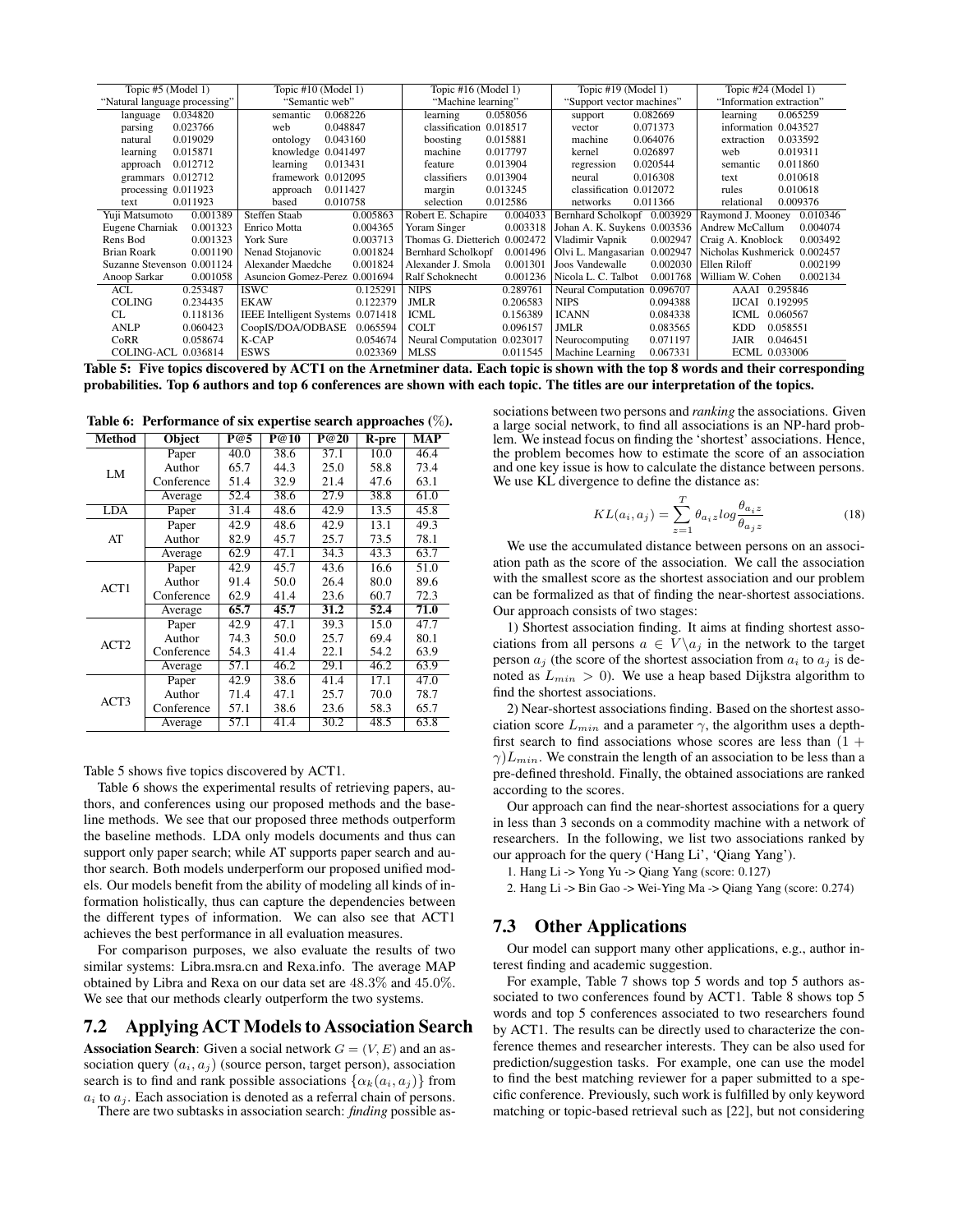| Topic #5 (Model 1) | | Topic #10 (Model 1) | | Topic #16 (Model 1) | | Topic #19 (Model 1) | | Topic #24 (Model 1) | |
|---|---|---|---|---|---|---|---|---|---|
| "Natural language processing" | | "Semantic web" | | "Machine learning" | | "Support vector machines" | | "Information extraction" | |
| language | 0.034820 | semantic | 0.068226 | learning | 0.058056 | support | 0.082669 | learning | 0.065259 |
| parsing | 0.023766 | web | 0.048847 | classification | 0.018517 | vector | 0.071373 | information | 0.043527 |
| natural | 0.019029 | ontology | 0.043160 | boosting | 0.015881 | machine | 0.064076 | extraction | 0.033592 |
| learning | 0.015871 | knowledge | 0.041497 | machine | 0.017797 | kernel | 0.026897 | web | 0.019311 |
| approach | 0.012712 | learning | 0.013431 | feature | 0.013904 | regression | 0.020544 | semantic | 0.011860 |
| grammars | 0.012712 | framework | 0.012095 | classifiers | 0.013904 | neural | 0.016308 | text | 0.010618 |
| processing | 0.011923 | approach | 0.011427 | margin | 0.013245 | classification | 0.012072 | rules | 0.010618 |
| text | 0.011923 | based | 0.010758 | selection | 0.012586 | networks | 0.011366 | relational | 0.009376 |
| Yuji Matsumoto | 0.001389 | Steffen Staab | 0.005863 | Robert E. Schapire | 0.004033 | Bernhard Scholkopf | 0.003929 | Raymond J. Mooney | 0.010346 |
| Eugene Charniak | 0.001323 | Enrico Motta | 0.004365 | Yoram Singer | 0.003318 | Johan A. K. Suykens | 0.003536 | Andrew McCallum | 0.004074 |
| Rens Bod | 0.001323 | York Sure | 0.003713 | Thomas G. Dietterich | 0.002472 | Vladimir Vapnik | 0.002947 | Craig A. Knoblock | 0.003492 |
| Brian Roark | 0.001190 | Nenad Stojanovic | 0.001824 | Bernhard Scholkopf | 0.001496 | Olvi L. Mangasarian | 0.002947 | Nicholas Kushmerick | 0.002457 |
| Suzanne Stevenson | 0.001124 | Alexander Maedche | 0.001824 | Alexander J. Smola | 0.001301 | Joos Vandewalle | 0.002030 | Ellen Riloff | 0.002199 |
| Anoop Sarkar | 0.001058 | Asuncion Gomez-Perez | 0.001694 | Ralf Schoknecht | 0.001236 | Nicola L. C. Talbot | 0.001768 | William W. Cohen | 0.002134 |
| ACL | 0.253487 | ISWC | 0.125291 | NIPS | 0.289761 | Neural Computation | 0.096707 | AAAI | 0.295846 |
| COLING | 0.234435 | EKAW | 0.122379 | JMLR | 0.206583 | NIPS | 0.094388 | IJCAI | 0.192995 |
| CL | 0.118136 | IEEE Intelligent Systems | 0.071418 | ICML | 0.156389 | ICANN | 0.084338 | ICML | 0.060567 |
| ANLP | 0.060423 | CoopIS/DOA/ODBASE | 0.065594 | COLT | 0.096157 | JMLR | 0.083565 | KDD | 0.058551 |
| CoRR | 0.058674 | K-CAP | 0.054674 | Neural Computation | 0.023017 | Neurocomputing | 0.071197 | JAIR | 0.046451 |
| COLING-ACL | 0.036814 | ESWS | 0.023369 | MLSS | 0.011545 | Machine Learning | 0.067331 | ECML | 0.033006 |

**Table 5: Five topics discovered by ACT1 on the Arnetminer data. Each topic is shown with the top 8 words and their corresponding probabilities. Top 6 authors and top 6 conferences are shown with each topic. The titles are our interpretation of the topics.**

**Table 6: Performance of six expertise search approaches (%).**

| Method | Object | P@5 | P@10 | P@20 | R-pre | MAP |
|---|---|---|---|---|---|---|
| LM | Paper | 40.0 | 38.6 | 37.1 | 10.0 | 46.4 |
| | Author | 65.7 | 44.3 | 25.0 | 58.8 | 73.4 |
| | Conference | 51.4 | 32.9 | 21.4 | 47.6 | 63.1 |
| | Average | 52.4 | 38.6 | 27.9 | 38.8 | 61.0 |
| LDA | Paper | 31.4 | 48.6 | 42.9 | 13.5 | 45.8 |
| AT | Paper | 42.9 | 48.6 | 42.9 | 13.1 | 49.3 |
| | Author | 82.9 | 45.7 | 25.7 | 73.5 | 78.1 |
| | Average | 62.9 | 47.1 | 34.3 | 43.3 | 63.7 |
| ACT1 | Paper | 42.9 | 45.7 | 43.6 | 16.6 | 51.0 |
| | Author | 91.4 | 50.0 | 26.4 | 80.0 | 89.6 |
| | Conference | 62.9 | 41.4 | 23.6 | 60.7 | 72.3 |
| | Average | **65.7** | **45.7** | **31.2** | **52.4** | **71.0** |
| ACT2 | Paper | 42.9 | 47.1 | 39.3 | 15.0 | 47.7 |
| | Author | 74.3 | 50.0 | 25.7 | 69.4 | 80.1 |
| | Conference | 54.3 | 41.4 | 22.1 | 54.2 | 63.9 |
| | Average | 57.1 | 46.2 | 29.1 | 46.2 | 63.9 |
| ACT3 | Paper | 42.9 | 38.6 | 41.4 | 17.1 | 47.0 |
| | Author | 71.4 | 47.1 | 25.7 | 70.0 | 78.7 |
| | Conference | 57.1 | 38.6 | 23.6 | 58.3 | 65.7 |
| | Average | 57.1 | 41.4 | 30.2 | 48.5 | 63.8 |

Table 5 shows five topics discovered by ACT1.

Table 6 shows the experimental results of retrieving papers, authors, and conferences using our proposed methods and the baseline methods. We see that our proposed three methods outperform the baseline methods. LDA only models documents and thus can support only paper search; while AT supports paper search and author search. Both models underperform our proposed unified models. Our models benefit from the ability of modeling all kinds of information holistically, thus can capture the dependencies between the different types of information. We can also see that ACT1 achieves the best performance in all evaluation measures.

For comparison purposes, we also evaluate the results of two similar systems: Libra.msra.cn and Rexa.info. The average MAP obtained by Libra and Rexa on our data set are 48.3% and 45.0%. We see that our methods clearly outperform the two systems.

## 7.2 Applying ACT Models to Association Search

**Association Search**: Given a social network $G = (V, E)$ and an association query $(a_i, a_j)$ (source person, target person), association search is to find and rank possible associations $\{\alpha_k(a_i, a_j)\}$ from $a_i$ to $a_j$. Each association is denoted as a referral chain of persons.

There are two subtasks in association search: *finding* possible associations between two persons and *ranking* the associations. Given a large social network, to find all associations is an NP-hard problem. We instead focus on finding the 'shortest' associations. Hence, the problem becomes how to estimate the score of an association and one key issue is how to calculate the distance between persons. We use KL divergence to define the distance as:

$$KL(a_i, a_j) = \sum_{z=1}^{T} \theta_{a_i z} log \frac{\theta_{a_i z}}{\theta_{a_j z}} \tag{18}$$

We use the accumulated distance between persons on an association path as the score of the association. We call the association with the smallest score as the shortest association and our problem can be formalized as that of finding the near-shortest associations. Our approach consists of two stages:

1) Shortest association finding. It aims at finding shortest associations from all persons $a \in V \backslash a_j$ in the network to the target person $a_j$ (the score of the shortest association from $a_i$ to $a_j$ is denoted as $L_{min} > 0$). We use a heap based Dijkstra algorithm to find the shortest associations.

2) Near-shortest associations finding. Based on the shortest association score $L_{min}$ and a parameter $\gamma$, the algorithm uses a depth-first search to find associations whose scores are less than $(1 + \gamma)L_{min}$. We constrain the length of an association to be less than a pre-defined threshold. Finally, the obtained associations are ranked according to the scores.

Our approach can find the near-shortest associations for a query in less than 3 seconds on a commodity machine with a network of researchers. In the following, we list two associations ranked by our approach for the query ('Hang Li', 'Qiang Yang').

1. Hang Li -> Yong Yu -> Qiang Yang (score: 0.127)
2. Hang Li -> Bin Gao -> Wei-Ying Ma -> Qiang Yang (score: 0.274)

## 7.3 Other Applications

Our model can support many other applications, e.g., author interest finding and academic suggestion.

For example, Table 7 shows top 5 words and top 5 authors associated to two conferences found by ACT1. Table 8 shows top 5 words and top 5 conferences associated to two researchers found by ACT1. The results can be directly used to characterize the conference themes and researcher interests. They can be also used for prediction/suggestion tasks. For example, one can use the model to find the best matching reviewer for a paper submitted to a specific conference. Previously, such work is fulfilled by only keyword matching or topic-based retrieval such as [22], but not considering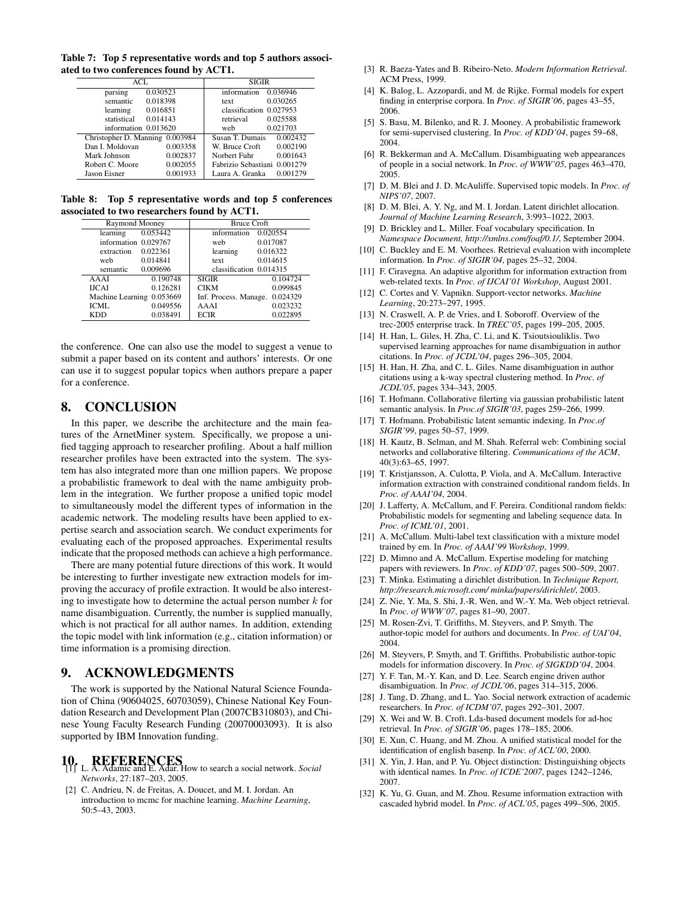**Table 7: Top 5 representative words and top 5 authors associated to two conferences found by ACT1.**

| ACL | | SIGIR | |
|---|---|---|---|
| parsing | 0.030523 | information | 0.036946 |
| semantic | 0.018398 | text | 0.030265 |
| learning | 0.016851 | classification | 0.027953 |
| statistical | 0.014143 | retrieval | 0.025588 |
| information | 0.013620 | web | 0.021703 |
| Christopher D. Manning | 0.003984 | Susan T. Dumais | 0.002432 |
| Dan I. Moldovan | 0.003358 | W. Bruce Croft | 0.002190 |
| Mark Johnson | 0.002837 | Norbert Fuhr | 0.001643 |
| Robert C. Moore | 0.002055 | Fabrizio Sebastiani | 0.001279 |
| Jason Eisner | 0.001933 | Laura A. Granka | 0.001279 |

**Table 8: Top 5 representative words and top 5 conferences associated to two researchers found by ACT1.**

| Raymond Mooney | | Bruce Croft | |
|---|---|---|---|
| learning | 0.053442 | information | 0.020554 |
| information | 0.029767 | web | 0.017087 |
| extraction | 0.022361 | learning | 0.016322 |
| web | 0.014841 | text | 0.014615 |
| semantic | 0.009696 | classification | 0.014315 |
| AAAI | 0.190748 | SIGIR | 0.104724 |
| IJCAI | 0.126281 | CIKM | 0.099845 |
| Machine Learning | 0.053669 | Inf. Process. Manage. | 0.024329 |
| ICML | 0.049556 | AAAI | 0.023232 |
| KDD | 0.038491 | ECIR | 0.022895 |

the conference. One can also use the model to suggest a venue to submit a paper based on its content and authors' interests. Or one can use it to suggest popular topics when authors prepare a paper for a conference.

## 8. CONCLUSION

In this paper, we describe the architecture and the main features of the ArnetMiner system. Specifically, we propose a unified tagging approach to researcher profiling. About a half million researcher profiles have been extracted into the system. The system has also integrated more than one million papers. We propose a probabilistic framework to deal with the name ambiguity problem in the integration. We further propose a unified topic model to simultaneously model the different types of information in the academic network. The modeling results have been applied to expertise search and association search. We conduct experiments for evaluating each of the proposed approaches. Experimental results indicate that the proposed methods can achieve a high performance.

There are many potential future directions of this work. It would be interesting to further investigate new extraction models for improving the accuracy of profile extraction. It would be also interesting to investigate how to determine the actual person number $k$ for name disambiguation. Currently, the number is supplied manually, which is not practical for all author names. In addition, extending the topic model with link information (e.g., citation information) or time information is a promising direction.

## 9. ACKNOWLEDGMENTS

The work is supported by the National Natural Science Foundation of China (90604025, 60703059), Chinese National Key Foundation Research and Development Plan (2007CB310803), and Chinese Young Faculty Research Funding (20070003093). It is also supported by IBM Innovation funding.

## 10. REFERENCES

[1] L. A. Adamic and E. Adar. How to search a social network. *Social Networks*, 27:187–203, 2005.

[2] C. Andrieu, N. de Freitas, A. Doucet, and M. I. Jordan. An introduction to mcmc for machine learning. *Machine Learning*, 50:5–43, 2003.

[3] R. Baeza-Yates and B. Ribeiro-Neto. *Modern Information Retrieval*. ACM Press, 1999.

[4] K. Balog, L. Azzopardi, and M. de Rijke. Formal models for expert finding in enterprise corpora. In *Proc. of SIGIR'06*, pages 43–55, 2006.

[5] S. Basu, M. Bilenko, and R. J. Mooney. A probabilistic framework for semi-supervised clustering. In *Proc. of KDD'04*, pages 59–68, 2004.

[6] R. Bekkerman and A. McCallum. Disambiguating web appearances of people in a social network. In *Proc. of WWW'05*, pages 463–470, 2005.

[7] D. M. Blei and J. D. McAuliffe. Supervised topic models. In *Proc. of NIPS'07*, 2007.

[8] D. M. Blei, A. Y. Ng, and M. I. Jordan. Latent dirichlet allocation. *Journal of Machine Learning Research*, 3:993–1022, 2003.

[9] D. Brickley and L. Miller. Foaf vocabulary specification. In *Namespace Document, http://xmlns.com/foaf/0.1/*, September 2004.

[10] C. Buckley and E. M. Voorhees. Retrieval evaluation with incomplete information. In *Proc. of SIGIR'04*, pages 25–32, 2004.

[11] F. Ciravegna. An adaptive algorithm for information extraction from web-related texts. In *Proc. of IJCAI'01 Workshop*, August 2001.

[12] C. Cortes and V. Vapnikn. Support-vector networks. *Machine Learning*, 20:273–297, 1995.

[13] N. Craswell, A. P. de Vries, and I. Soboroff. Overview of the trec-2005 enterprise track. In *TREC'05*, pages 199–205, 2005.

[14] H. Han, L. Giles, H. Zha, C. Li, and K. Tsioutsiouliklis. Two supervised learning approaches for name disambiguation in author citations. In *Proc. of JCDL'04*, pages 296–305, 2004.

[15] H. Han, H. Zha, and C. L. Giles. Name disambiguation in author citations using a k-way spectral clustering method. In *Proc. of JCDL'05*, pages 334–343, 2005.

[16] T. Hofmann. Collaborative filerting via gaussian probabilistic latent semantic analysis. In *Proc.of SIGIR'03*, pages 259–266, 1999.

[17] T. Hofmann. Probabilistic latent semantic indexing. In *Proc.of SIGIR'99*, pages 50–57, 1999.

[18] H. Kautz, B. Selman, and M. Shah. Referral web: Combining social networks and collaborative filtering. *Communications of the ACM*, 40(3):63–65, 1997.

[19] T. Kristjansson, A. Culotta, P. Viola, and A. McCallum. Interactive information extraction with constrained conditional random fields. In *Proc. of AAAI'04*, 2004.

[20] J. Lafferty, A. McCallum, and F. Pereira. Conditional random fields: Probabilistic models for segmenting and labeling sequence data. In *Proc. of ICML'01*, 2001.

[21] A. McCallum. Multi-label text classification with a mixture model trained by em. In *Proc. of AAAI'99 Workshop*, 1999.

[22] D. Mimno and A. McCallum. Expertise modeling for matching papers with reviewers. In *Proc. of KDD'07*, pages 500–509, 2007.

[23] T. Minka. Estimating a dirichlet distribution. In *Technique Report, http://research.microsoft.com/ minka/papers/dirichlet/*, 2003.

[24] Z. Nie, Y. Ma, S. Shi, J.-R. Wen, and W.-Y. Ma. Web object retrieval. In *Proc. of WWW'07*, pages 81–90, 2007.

[25] M. Rosen-Zvi, T. Griffiths, M. Steyvers, and P. Smyth. The author-topic model for authors and documents. In *Proc. of UAI'04*, 2004.

[26] M. Steyvers, P. Smyth, and T. Griffiths. Probabilistic author-topic models for information discovery. In *Proc. of SIGKDD'04*, 2004.

[27] Y. F. Tan, M.-Y. Kan, and D. Lee. Search engine driven author disambiguation. In *Proc. of JCDL'06*, pages 314–315, 2006.

[28] J. Tang, D. Zhang, and L. Yao. Social network extraction of academic researchers. In *Proc. of ICDM'07*, pages 292–301, 2007.

[29] X. Wei and W. B. Croft. Lda-based document models for ad-hoc retrieval. In *Proc. of SIGIR'06*, pages 178–185, 2006.

[30] E. Xun, C. Huang, and M. Zhou. A unified statistical model for the identification of english basenp. In *Proc. of ACL'00*, 2000.

[31] X. Yin, J. Han, and P. Yu. Object distinction: Distinguishing objects with identical names. In *Proc. of ICDE'2007*, pages 1242–1246, 2007.

[32] K. Yu, G. Guan, and M. Zhou. Resume information extraction with cascaded hybrid model. In *Proc. of ACL'05*, pages 499–506, 2005.